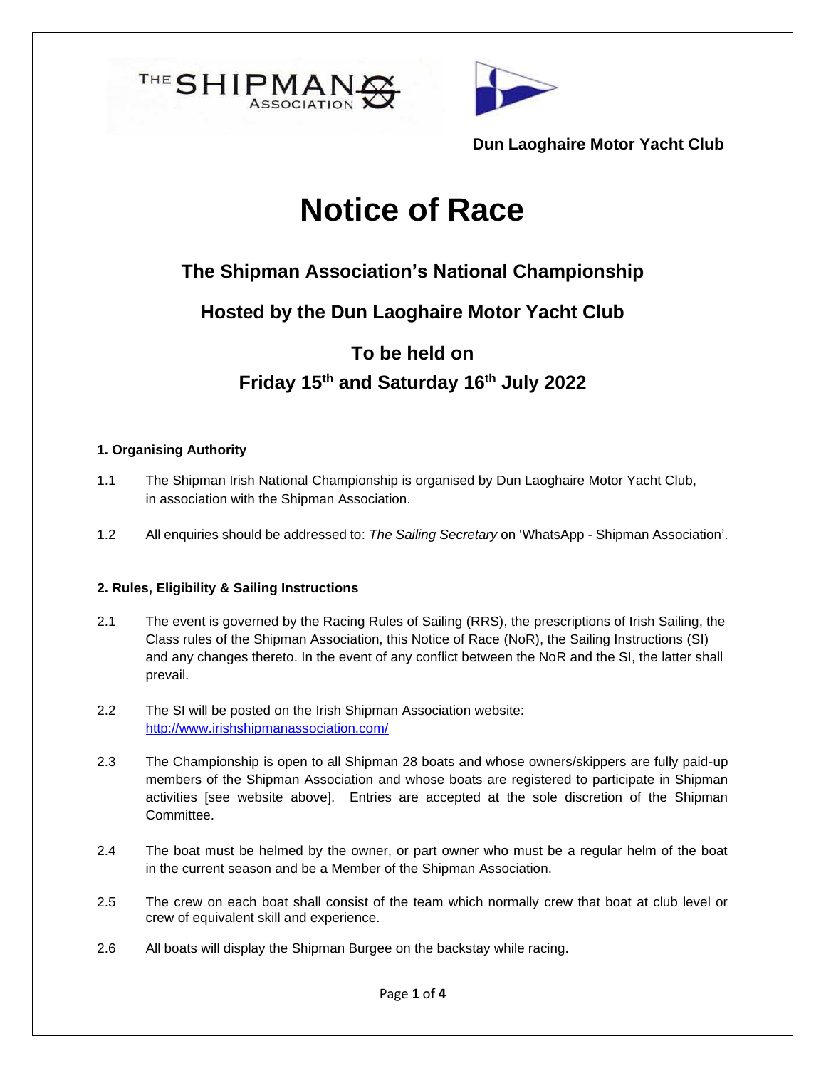THE SHIPMAN ASSOCIATION

Dun Laoghaire Motor Yacht Club

# Notice of Race

## The Shipman Association's National Championship

## Hosted by the Dun Laoghaire Motor Yacht Club

## To be held on
## Friday 15th and Saturday 16th July 2022

### 1. Organising Authority

1.1 The Shipman Irish National Championship is organised by Dun Laoghaire Motor Yacht Club, in association with the Shipman Association.

1.2 All enquiries should be addressed to: *The Sailing Secretary* on 'WhatsApp - Shipman Association'.

### 2. Rules, Eligibility & Sailing Instructions

2.1 The event is governed by the Racing Rules of Sailing (RRS), the prescriptions of Irish Sailing, the Class rules of the Shipman Association, this Notice of Race (NoR), the Sailing Instructions (SI) and any changes thereto. In the event of any conflict between the NoR and the SI, the latter shall prevail.

2.2 The SI will be posted on the Irish Shipman Association website: [http://www.irishshipmanassociation.com/](http://www.irishshipmanassociation.com/)

2.3 The Championship is open to all Shipman 28 boats and whose owners/skippers are fully paid-up members of the Shipman Association and whose boats are registered to participate in Shipman activities [see website above]. Entries are accepted at the sole discretion of the Shipman Committee.

2.4 The boat must be helmed by the owner, or part owner who must be a regular helm of the boat in the current season and be a Member of the Shipman Association.

2.5 The crew on each boat shall consist of the team which normally crew that boat at club level or crew of equivalent skill and experience.

2.6 All boats will display the Shipman Burgee on the backstay while racing.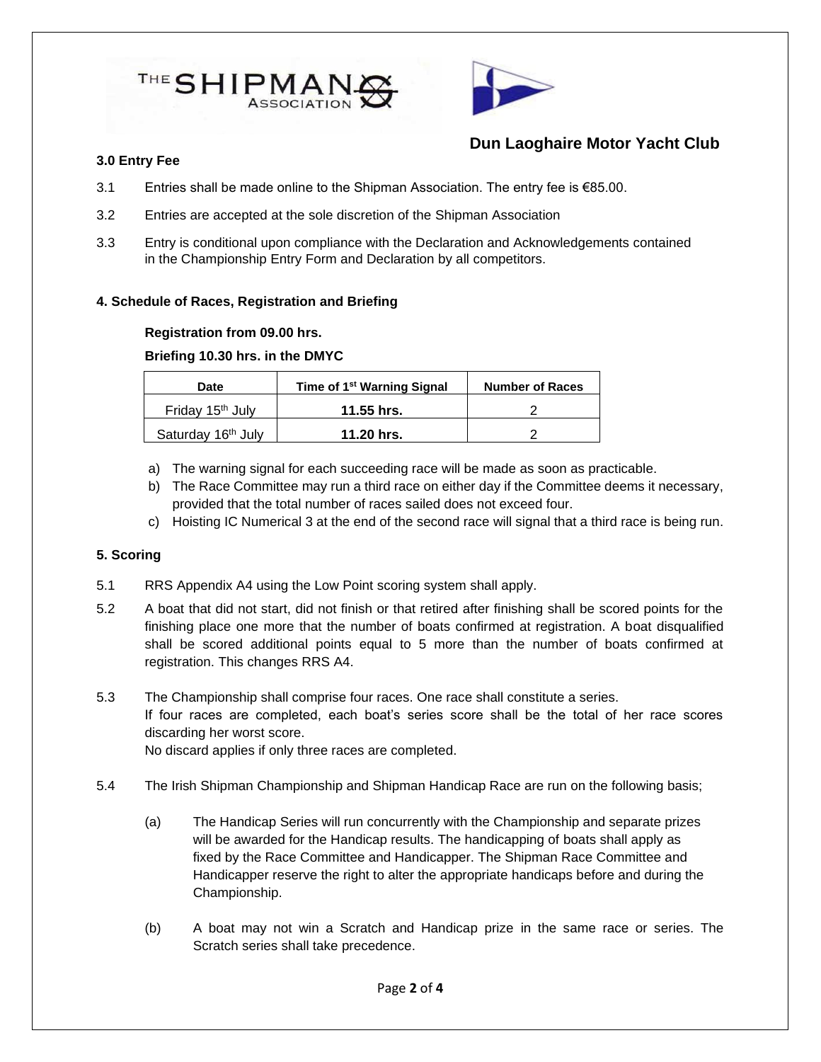Dun Laoghaire Motor Yacht Club

**3.0 Entry Fee**

3.1 Entries shall be made online to the Shipman Association. The entry fee is €85.00.

3.2 Entries are accepted at the sole discretion of the Shipman Association

3.3 Entry is conditional upon compliance with the Declaration and Acknowledgements contained in the Championship Entry Form and Declaration by all competitors.

**4. Schedule of Races, Registration and Briefing**

**Registration from 09.00 hrs.**

**Briefing 10.30 hrs. in the DMYC**

| Date | Time of 1st Warning Signal | Number of Races |
|---|---|---|
| Friday 15th July | **11.55 hrs.** | 2 |
| Saturday 16th July | **11.20 hrs.** | 2 |

a) The warning signal for each succeeding race will be made as soon as practicable.
b) The Race Committee may run a third race on either day if the Committee deems it necessary, provided that the total number of races sailed does not exceed four.
c) Hoisting IC Numerical 3 at the end of the second race will signal that a third race is being run.

**5. Scoring**

5.1 RRS Appendix A4 using the Low Point scoring system shall apply.

5.2 A boat that did not start, did not finish or that retired after finishing shall be scored points for the finishing place one more that the number of boats confirmed at registration. A boat disqualified shall be scored additional points equal to 5 more than the number of boats confirmed at registration. This changes RRS A4.

5.3 The Championship shall comprise four races. One race shall constitute a series.
If four races are completed, each boat's series score shall be the total of her race scores discarding her worst score.
No discard applies if only three races are completed.

5.4 The Irish Shipman Championship and Shipman Handicap Race are run on the following basis;

(a) The Handicap Series will run concurrently with the Championship and separate prizes will be awarded for the Handicap results. The handicapping of boats shall apply as fixed by the Race Committee and Handicapper. The Shipman Race Committee and Handicapper reserve the right to alter the appropriate handicaps before and during the Championship.

(b) A boat may not win a Scratch and Handicap prize in the same race or series. The Scratch series shall take precedence.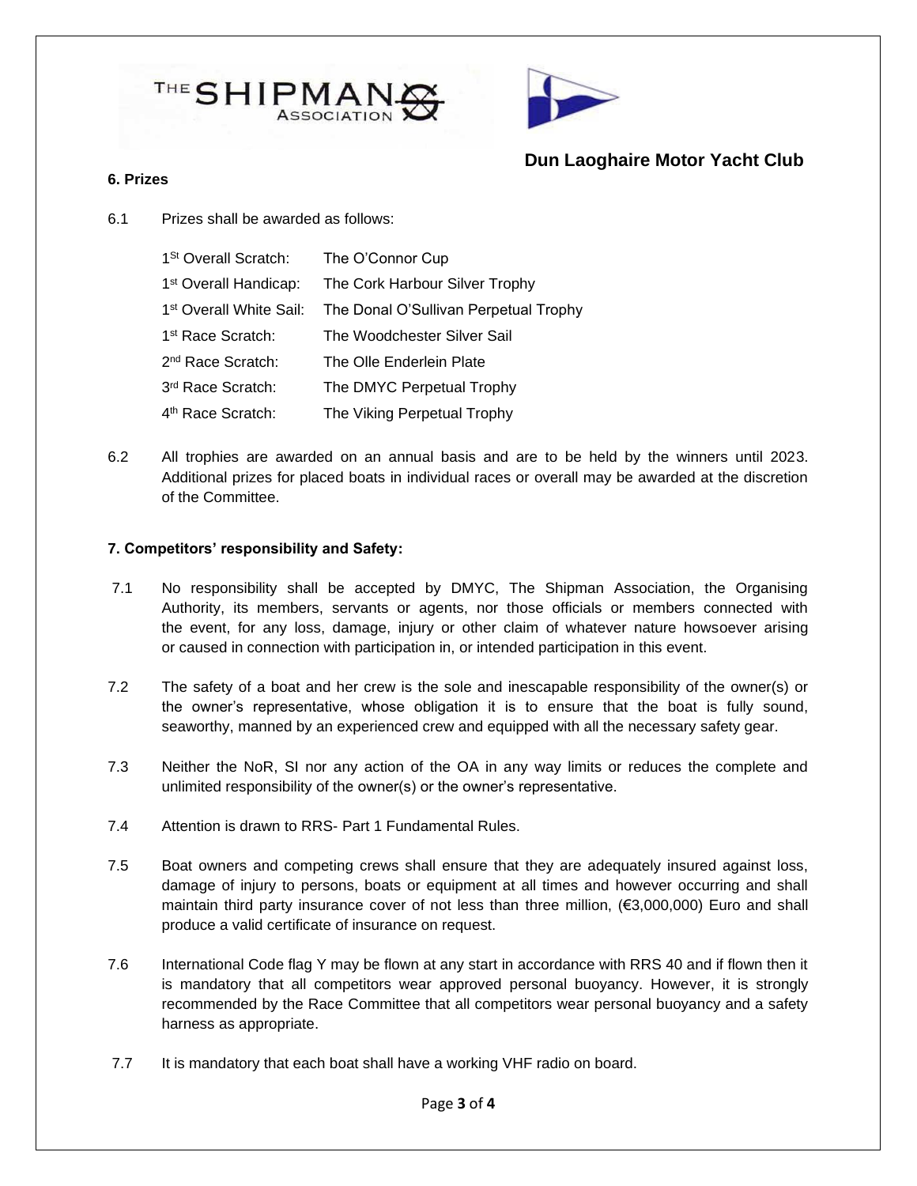**Dun Laoghaire Motor Yacht Club**

**6. Prizes**

6.1 Prizes shall be awarded as follows:

| | |
|---|---|
| 1st Overall Scratch: | The O'Connor Cup |
| 1st Overall Handicap: | The Cork Harbour Silver Trophy |
| 1st Overall White Sail: | The Donal O'Sullivan Perpetual Trophy |
| 1st Race Scratch: | The Woodchester Silver Sail |
| 2nd Race Scratch: | The Olle Enderlein Plate |
| 3rd Race Scratch: | The DMYC Perpetual Trophy |
| 4th Race Scratch: | The Viking Perpetual Trophy |

6.2 All trophies are awarded on an annual basis and are to be held by the winners until 2023. Additional prizes for placed boats in individual races or overall may be awarded at the discretion of the Committee.

**7. Competitors' responsibility and Safety:**

7.1 No responsibility shall be accepted by DMYC, The Shipman Association, the Organising Authority, its members, servants or agents, nor those officials or members connected with the event, for any loss, damage, injury or other claim of whatever nature howsoever arising or caused in connection with participation in, or intended participation in this event.

7.2 The safety of a boat and her crew is the sole and inescapable responsibility of the owner(s) or the owner's representative, whose obligation it is to ensure that the boat is fully sound, seaworthy, manned by an experienced crew and equipped with all the necessary safety gear.

7.3 Neither the NoR, SI nor any action of the OA in any way limits or reduces the complete and unlimited responsibility of the owner(s) or the owner's representative.

7.4 Attention is drawn to RRS- Part 1 Fundamental Rules.

7.5 Boat owners and competing crews shall ensure that they are adequately insured against loss, damage of injury to persons, boats or equipment at all times and however occurring and shall maintain third party insurance cover of not less than three million, (€3,000,000) Euro and shall produce a valid certificate of insurance on request.

7.6 International Code flag Y may be flown at any start in accordance with RRS 40 and if flown then it is mandatory that all competitors wear approved personal buoyancy. However, it is strongly recommended by the Race Committee that all competitors wear personal buoyancy and a safety harness as appropriate.

7.7 It is mandatory that each boat shall have a working VHF radio on board.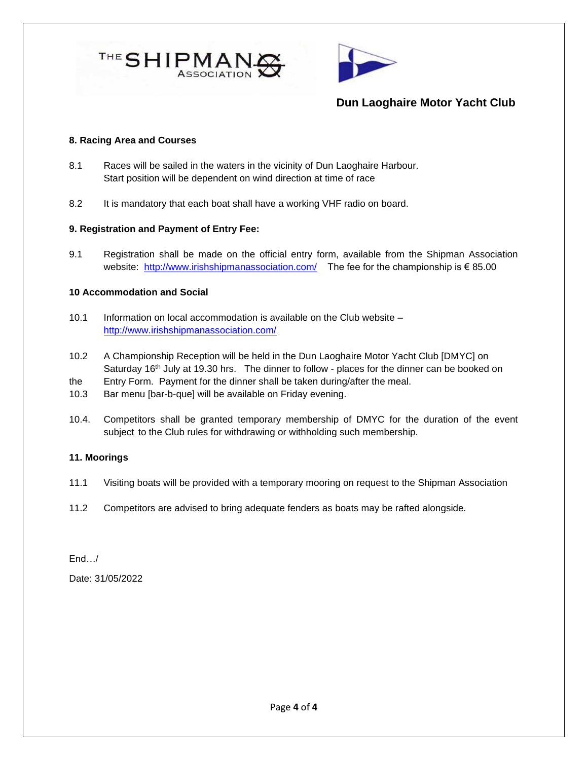Dun Laoghaire Motor Yacht Club

**8. Racing Area and Courses**

8.1 Races will be sailed in the waters in the vicinity of Dun Laoghaire Harbour. Start position will be dependent on wind direction at time of race

8.2 It is mandatory that each boat shall have a working VHF radio on board.

**9. Registration and Payment of Entry Fee:**

9.1 Registration shall be made on the official entry form, available from the Shipman Association website: http://www.irishshipmanassociation.com/ The fee for the championship is € 85.00

**10 Accommodation and Social**

10.1 Information on local accommodation is available on the Club website – http://www.irishshipmanassociation.com/

10.2 A Championship Reception will be held in the Dun Laoghaire Motor Yacht Club [DMYC] on Saturday 16th July at 19.30 hrs. The dinner to follow - places for the dinner can be booked on the Entry Form. Payment for the dinner shall be taken during/after the meal.

10.3 Bar menu [bar-b-que] will be available on Friday evening.

10.4. Competitors shall be granted temporary membership of DMYC for the duration of the event subject to the Club rules for withdrawing or withholding such membership.

**11. Moorings**

11.1 Visiting boats will be provided with a temporary mooring on request to the Shipman Association

11.2 Competitors are advised to bring adequate fenders as boats may be rafted alongside.

End…/

Date: 31/05/2022